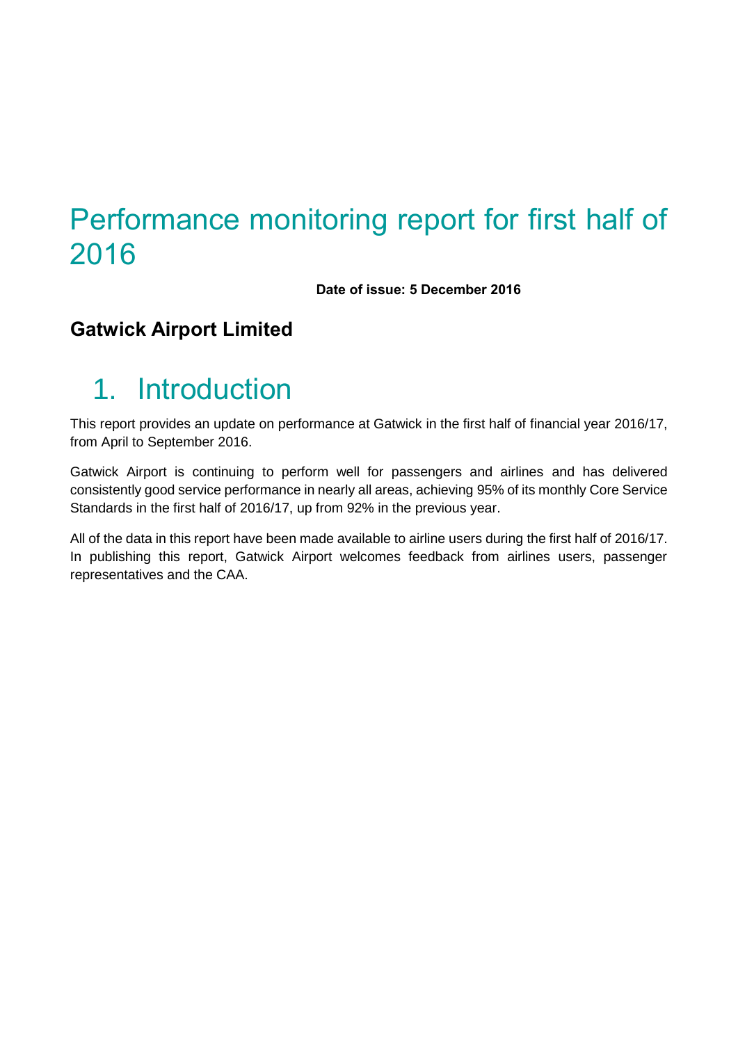# Performance monitoring report for first half of 2016

**Date of issue: 5 December 2016**

**Gatwick Airport Limited**

## 1. Introduction

This report provides an update on performance at Gatwick in the first half of financial year 2016/17, from April to September 2016.

Gatwick Airport is continuing to perform well for passengers and airlines and has delivered consistently good service performance in nearly all areas, achieving 95% of its monthly Core Service Standards in the first half of 2016/17, up from 92% in the previous year.

All of the data in this report have been made available to airline users during the first half of 2016/17. In publishing this report, Gatwick Airport welcomes feedback from airlines users, passenger representatives and the CAA.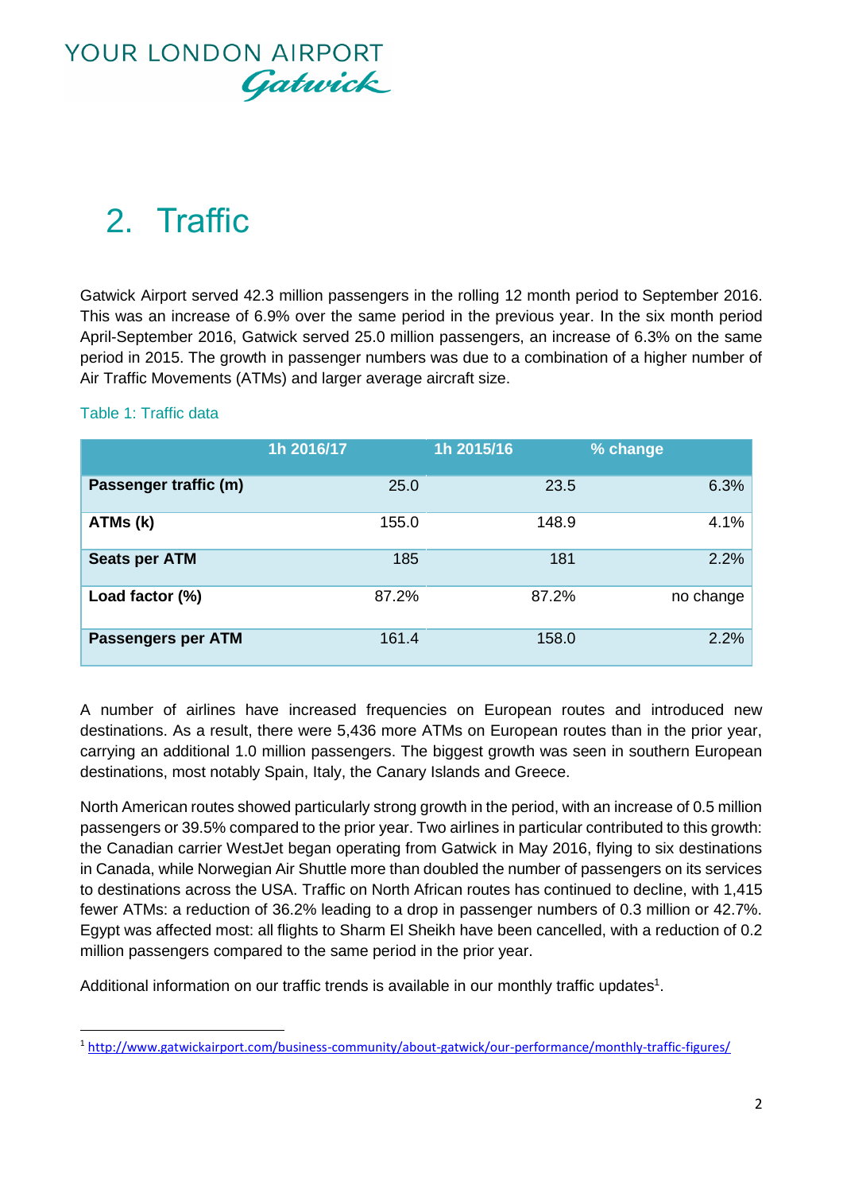## 2. Traffic

Gatwick Airport served 42.3 million passengers in the rolling 12 month period to September 2016. This was an increase of 6.9% over the same period in the previous year. In the six month period April-September 2016, Gatwick served 25.0 million passengers, an increase of 6.3% on the same period in 2015. The growth in passenger numbers was due to a combination of a higher number of Air Traffic Movements (ATMs) and larger average aircraft size.

Table 1: Traffic data

| | 1h 2016/17 | 1h 2015/16 | % change |
|---|---|---|---|
| **Passenger traffic (m)** | 25.0 | 23.5 | 6.3% |
| **ATMs (k)** | 155.0 | 148.9 | 4.1% |
| **Seats per ATM** | 185 | 181 | 2.2% |
| **Load factor (%)** | 87.2% | 87.2% | no change |
| **Passengers per ATM** | 161.4 | 158.0 | 2.2% |

A number of airlines have increased frequencies on European routes and introduced new destinations. As a result, there were 5,436 more ATMs on European routes than in the prior year, carrying an additional 1.0 million passengers. The biggest growth was seen in southern European destinations, most notably Spain, Italy, the Canary Islands and Greece.

North American routes showed particularly strong growth in the period, with an increase of 0.5 million passengers or 39.5% compared to the prior year. Two airlines in particular contributed to this growth: the Canadian carrier WestJet began operating from Gatwick in May 2016, flying to six destinations in Canada, while Norwegian Air Shuttle more than doubled the number of passengers on its services to destinations across the USA. Traffic on North African routes has continued to decline, with 1,415 fewer ATMs: a reduction of 36.2% leading to a drop in passenger numbers of 0.3 million or 42.7%. Egypt was affected most: all flights to Sharm El Sheikh have been cancelled, with a reduction of 0.2 million passengers compared to the same period in the prior year.

Additional information on our traffic trends is available in our monthly traffic updates[1].

[1] http://www.gatwickairport.com/business-community/about-gatwick/our-performance/monthly-traffic-figures/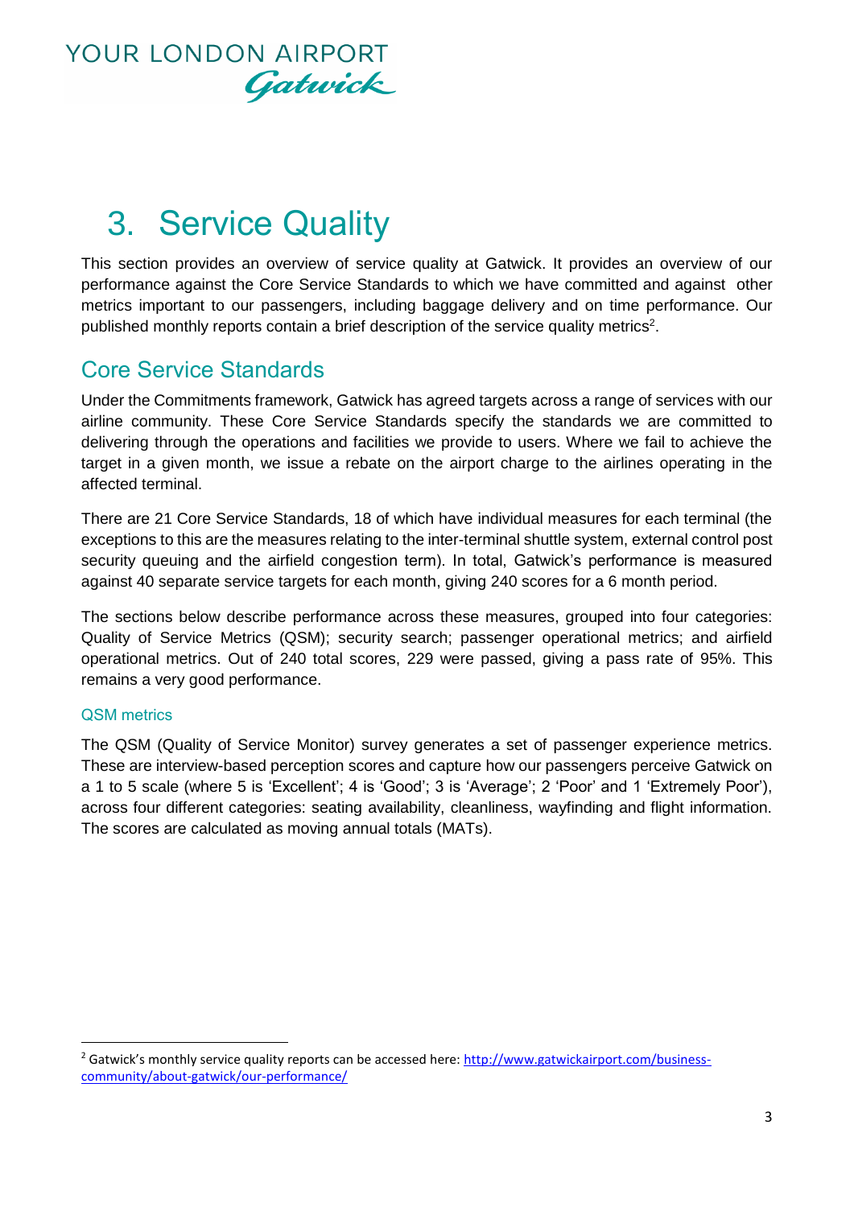# 3. Service Quality

This section provides an overview of service quality at Gatwick. It provides an overview of our performance against the Core Service Standards to which we have committed and against other metrics important to our passengers, including baggage delivery and on time performance. Our published monthly reports contain a brief description of the service quality metrics[2].

## Core Service Standards

Under the Commitments framework, Gatwick has agreed targets across a range of services with our airline community. These Core Service Standards specify the standards we are committed to delivering through the operations and facilities we provide to users. Where we fail to achieve the target in a given month, we issue a rebate on the airport charge to the airlines operating in the affected terminal.

There are 21 Core Service Standards, 18 of which have individual measures for each terminal (the exceptions to this are the measures relating to the inter-terminal shuttle system, external control post security queuing and the airfield congestion term). In total, Gatwick's performance is measured against 40 separate service targets for each month, giving 240 scores for a 6 month period.

The sections below describe performance across these measures, grouped into four categories: Quality of Service Metrics (QSM); security search; passenger operational metrics; and airfield operational metrics. Out of 240 total scores, 229 were passed, giving a pass rate of 95%. This remains a very good performance.

### QSM metrics

The QSM (Quality of Service Monitor) survey generates a set of passenger experience metrics. These are interview-based perception scores and capture how our passengers perceive Gatwick on a 1 to 5 scale (where 5 is 'Excellent'; 4 is 'Good'; 3 is 'Average'; 2 'Poor' and 1 'Extremely Poor'), across four different categories: seating availability, cleanliness, wayfinding and flight information. The scores are calculated as moving annual totals (MATs).

[2] Gatwick's monthly service quality reports can be accessed here: http://www.gatwickairport.com/business-community/about-gatwick/our-performance/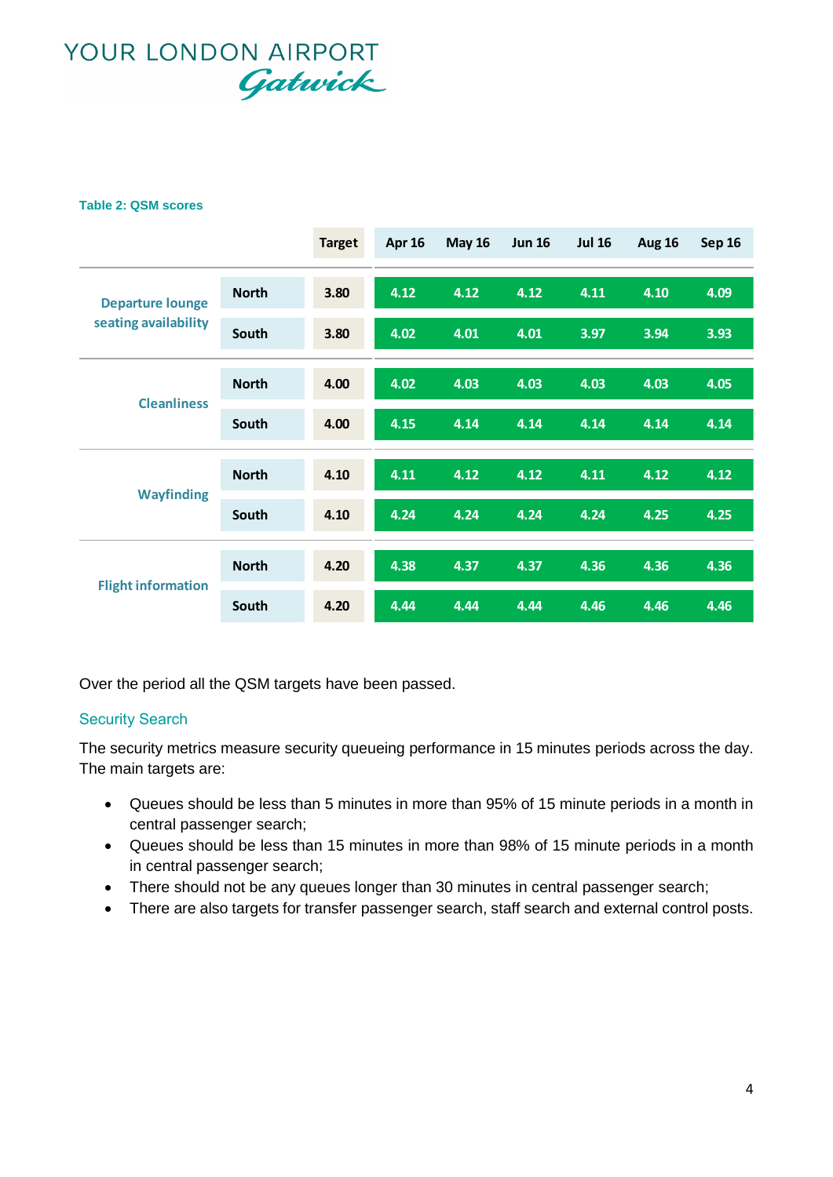**Table 2: QSM scores**

| | | Target | Apr 16 | May 16 | Jun 16 | Jul 16 | Aug 16 | Sep 16 |
|---|---|---|---|---|---|---|---|---|
| Departure lounge seating availability | North | 3.80 | 4.12 | 4.12 | 4.12 | 4.11 | 4.10 | 4.09 |
| | South | 3.80 | 4.02 | 4.01 | 4.01 | 3.97 | 3.94 | 3.93 |
| Cleanliness | North | 4.00 | 4.02 | 4.03 | 4.03 | 4.03 | 4.03 | 4.05 |
| | South | 4.00 | 4.15 | 4.14 | 4.14 | 4.14 | 4.14 | 4.14 |
| Wayfinding | North | 4.10 | 4.11 | 4.12 | 4.12 | 4.11 | 4.12 | 4.12 |
| | South | 4.10 | 4.24 | 4.24 | 4.24 | 4.24 | 4.25 | 4.25 |
| Flight information | North | 4.20 | 4.38 | 4.37 | 4.37 | 4.36 | 4.36 | 4.36 |
| | South | 4.20 | 4.44 | 4.44 | 4.44 | 4.46 | 4.46 | 4.46 |

Over the period all the QSM targets have been passed.

## Security Search

The security metrics measure security queueing performance in 15 minutes periods across the day. The main targets are:

- Queues should be less than 5 minutes in more than 95% of 15 minute periods in a month in central passenger search;
- Queues should be less than 15 minutes in more than 98% of 15 minute periods in a month in central passenger search;
- There should not be any queues longer than 30 minutes in central passenger search;
- There are also targets for transfer passenger search, staff search and external control posts.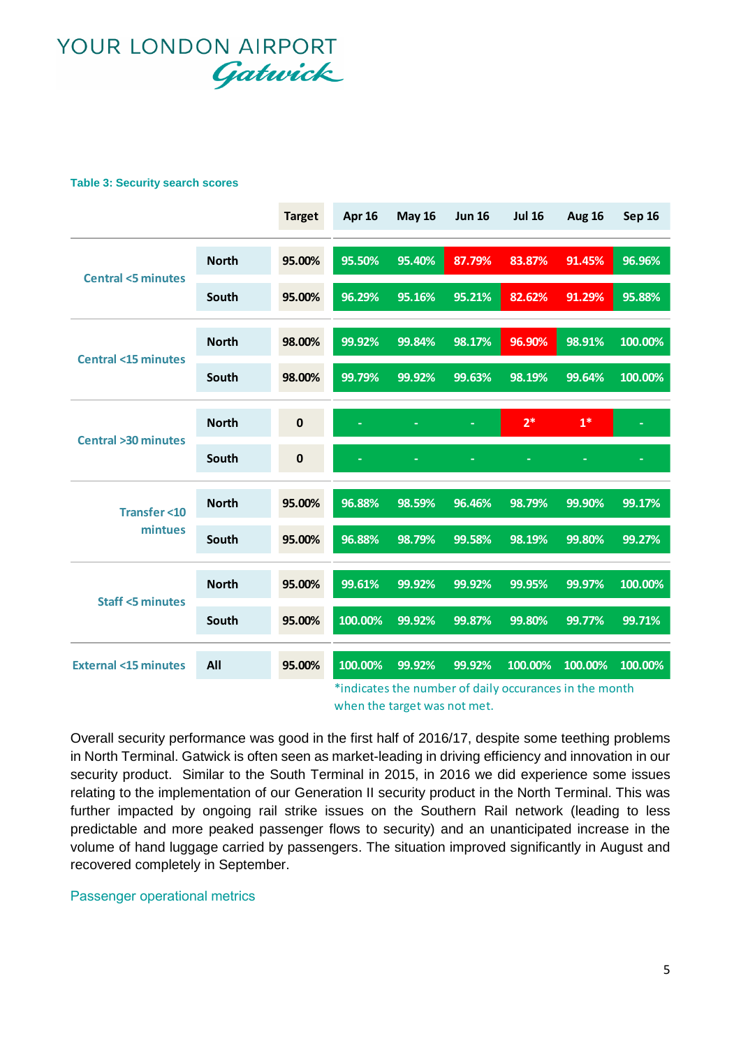YOUR LONDON AIRPORT Gatwick

**Table 3: Security search scores**

| | | Target | Apr 16 | May 16 | Jun 16 | Jul 16 | Aug 16 | Sep 16 |
|---|---|---|---|---|---|---|---|---|
| Central <5 minutes | North | 95.00% | 95.50% | 95.40% | 87.79% | 83.87% | 91.45% | 96.96% |
| | South | 95.00% | 96.29% | 95.16% | 95.21% | 82.62% | 91.29% | 95.88% |
| Central <15 minutes | North | 98.00% | 99.92% | 99.84% | 98.17% | 96.90% | 98.91% | 100.00% |
| | South | 98.00% | 99.79% | 99.92% | 99.63% | 98.19% | 99.64% | 100.00% |
| Central >30 minutes | North | 0 | - | - | - | 2* | 1* | - |
| | South | 0 | - | - | - | - | - | - |
| Transfer <10 mintues | North | 95.00% | 96.88% | 98.59% | 96.46% | 98.79% | 99.90% | 99.17% |
| | South | 95.00% | 96.88% | 98.79% | 99.58% | 98.19% | 99.80% | 99.27% |
| Staff <5 minutes | North | 95.00% | 99.61% | 99.92% | 99.92% | 99.95% | 99.97% | 100.00% |
| | South | 95.00% | 100.00% | 99.92% | 99.87% | 99.80% | 99.77% | 99.71% |
| External <15 minutes | All | 95.00% | 100.00% | 99.92% | 99.92% | 100.00% | 100.00% | 100.00% |

*indicates the number of daily occurances in the month when the target was not met.

Overall security performance was good in the first half of 2016/17, despite some teething problems in North Terminal. Gatwick is often seen as market-leading in driving efficiency and innovation in our security product. Similar to the South Terminal in 2015, in 2016 we did experience some issues relating to the implementation of our Generation II security product in the North Terminal. This was further impacted by ongoing rail strike issues on the Southern Rail network (leading to less predictable and more peaked passenger flows to security) and an unanticipated increase in the volume of hand luggage carried by passengers. The situation improved significantly in August and recovered completely in September.

## Passenger operational metrics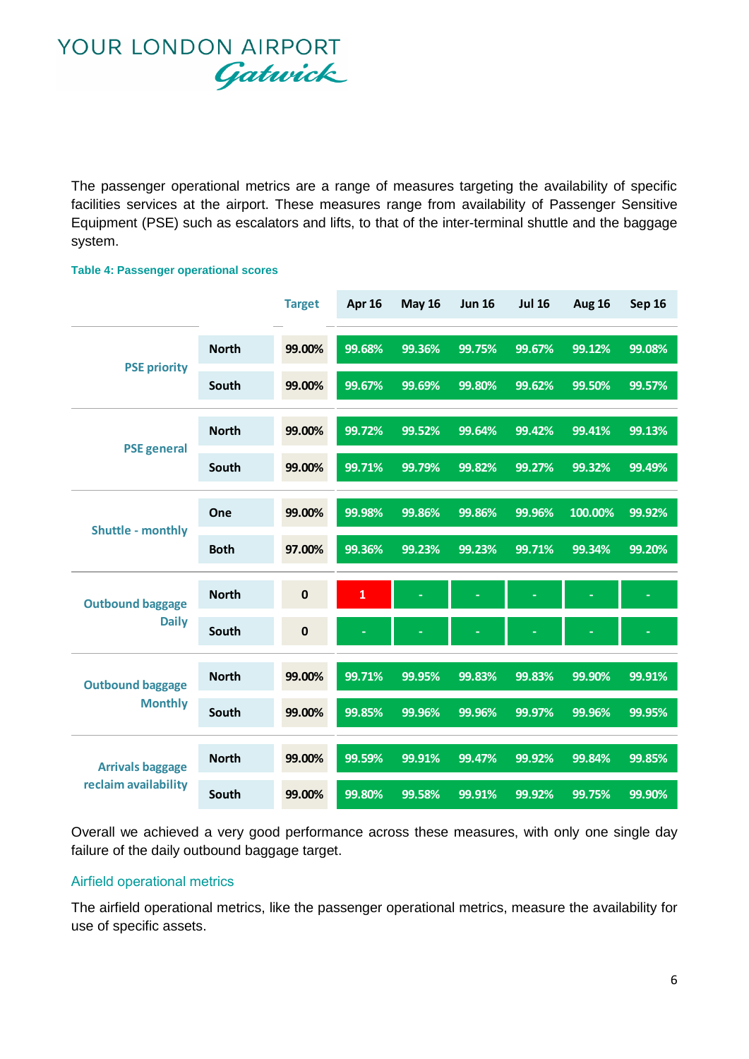The passenger operational metrics are a range of measures targeting the availability of specific facilities services at the airport. These measures range from availability of Passenger Sensitive Equipment (PSE) such as escalators and lifts, to that of the inter-terminal shuttle and the baggage system.

**Table 4: Passenger operational scores**

| | | Target | Apr 16 | May 16 | Jun 16 | Jul 16 | Aug 16 | Sep 16 |
|---|---|---|---|---|---|---|---|---|
| PSE priority | North | 99.00% | 99.68% | 99.36% | 99.75% | 99.67% | 99.12% | 99.08% |
| | South | 99.00% | 99.67% | 99.69% | 99.80% | 99.62% | 99.50% | 99.57% |
| PSE general | North | 99.00% | 99.72% | 99.52% | 99.64% | 99.42% | 99.41% | 99.13% |
| | South | 99.00% | 99.71% | 99.79% | 99.82% | 99.27% | 99.32% | 99.49% |
| Shuttle - monthly | One | 99.00% | 99.98% | 99.86% | 99.86% | 99.96% | 100.00% | 99.92% |
| | Both | 97.00% | 99.36% | 99.23% | 99.23% | 99.71% | 99.34% | 99.20% |
| Outbound baggage Daily | North | 0 | 1 | - | - | - | - | - |
| | South | 0 | - | - | - | - | - | - |
| Outbound baggage Monthly | North | 99.00% | 99.71% | 99.95% | 99.83% | 99.83% | 99.90% | 99.91% |
| | South | 99.00% | 99.85% | 99.96% | 99.96% | 99.97% | 99.96% | 99.95% |
| Arrivals baggage reclaim availability | North | 99.00% | 99.59% | 99.91% | 99.47% | 99.92% | 99.84% | 99.85% |
| | South | 99.00% | 99.80% | 99.58% | 99.91% | 99.92% | 99.75% | 99.90% |

Overall we achieved a very good performance across these measures, with only one single day failure of the daily outbound baggage target.

## Airfield operational metrics

The airfield operational metrics, like the passenger operational metrics, measure the availability for use of specific assets.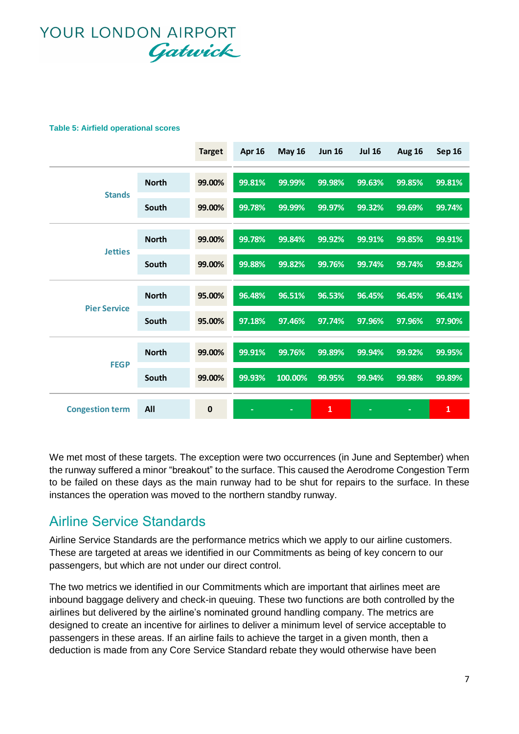YOUR LONDON AIRPORT
Gatwick

**Table 5: Airfield operational scores**

| | | Target | Apr 16 | May 16 | Jun 16 | Jul 16 | Aug 16 | Sep 16 |
|---|---|---|---|---|---|---|---|---|
| Stands | North | 99.00% | 99.81% | 99.99% | 99.98% | 99.63% | 99.85% | 99.81% |
| | South | 99.00% | 99.78% | 99.99% | 99.97% | 99.32% | 99.69% | 99.74% |
| Jetties | North | 99.00% | 99.78% | 99.84% | 99.92% | 99.91% | 99.85% | 99.91% |
| | South | 99.00% | 99.88% | 99.82% | 99.76% | 99.74% | 99.74% | 99.82% |
| Pier Service | North | 95.00% | 96.48% | 96.51% | 96.53% | 96.45% | 96.45% | 96.41% |
| | South | 95.00% | 97.18% | 97.46% | 97.74% | 97.96% | 97.96% | 97.90% |
| FEGP | North | 99.00% | 99.91% | 99.76% | 99.89% | 99.94% | 99.92% | 99.95% |
| | South | 99.00% | 99.93% | 100.00% | 99.95% | 99.94% | 99.98% | 99.89% |
| Congestion term | All | 0 | - | - | 1 | - | - | 1 |

We met most of these targets. The exception were two occurrences (in June and September) when the runway suffered a minor "breakout" to the surface. This caused the Aerodrome Congestion Term to be failed on these days as the main runway had to be shut for repairs to the surface. In these instances the operation was moved to the northern standby runway.

## Airline Service Standards

Airline Service Standards are the performance metrics which we apply to our airline customers. These are targeted at areas we identified in our Commitments as being of key concern to our passengers, but which are not under our direct control.

The two metrics we identified in our Commitments which are important that airlines meet are inbound baggage delivery and check-in queuing. These two functions are both controlled by the airlines but delivered by the airline's nominated ground handling company. The metrics are designed to create an incentive for airlines to deliver a minimum level of service acceptable to passengers in these areas. If an airline fails to achieve the target in a given month, then a deduction is made from any Core Service Standard rebate they would otherwise have been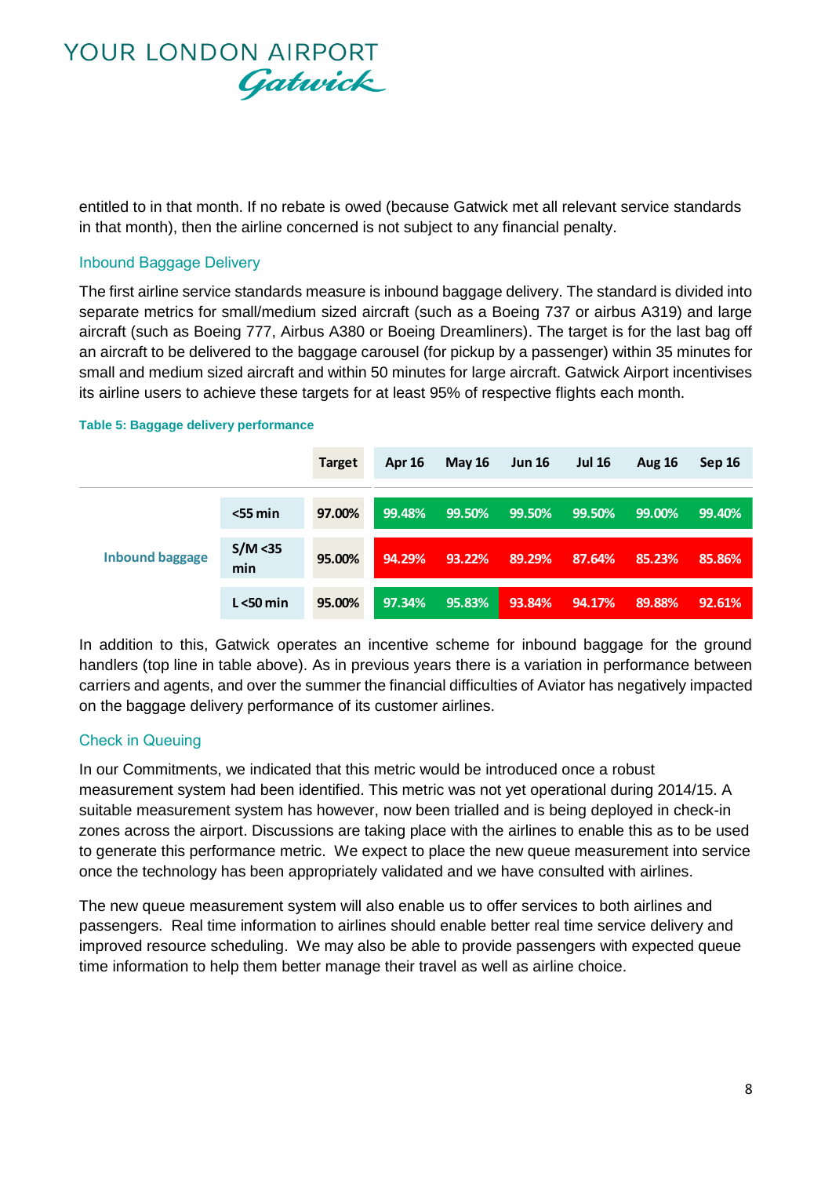entitled to in that month. If no rebate is owed (because Gatwick met all relevant service standards in that month), then the airline concerned is not subject to any financial penalty.

### Inbound Baggage Delivery

The first airline service standards measure is inbound baggage delivery. The standard is divided into separate metrics for small/medium sized aircraft (such as a Boeing 737 or airbus A319) and large aircraft (such as Boeing 777, Airbus A380 or Boeing Dreamliners). The target is for the last bag off an aircraft to be delivered to the baggage carousel (for pickup by a passenger) within 35 minutes for small and medium sized aircraft and within 50 minutes for large aircraft. Gatwick Airport incentivises its airline users to achieve these targets for at least 95% of respective flights each month.

**Table 5: Baggage delivery performance**

| | | Target | Apr 16 | May 16 | Jun 16 | Jul 16 | Aug 16 | Sep 16 |
|---|---|---|---|---|---|---|---|---|
| Inbound baggage | <55 min | 97.00% | 99.48% | 99.50% | 99.50% | 99.50% | 99.00% | 99.40% |
| | S/M <35 min | 95.00% | 94.29% | 93.22% | 89.29% | 87.64% | 85.23% | 85.86% |
| | L <50 min | 95.00% | 97.34% | 95.83% | 93.84% | 94.17% | 89.88% | 92.61% |

In addition to this, Gatwick operates an incentive scheme for inbound baggage for the ground handlers (top line in table above). As in previous years there is a variation in performance between carriers and agents, and over the summer the financial difficulties of Aviator has negatively impacted on the baggage delivery performance of its customer airlines.

### Check in Queuing

In our Commitments, we indicated that this metric would be introduced once a robust measurement system had been identified. This metric was not yet operational during 2014/15. A suitable measurement system has however, now been trialled and is being deployed in check-in zones across the airport. Discussions are taking place with the airlines to enable this as to be used to generate this performance metric. We expect to place the new queue measurement into service once the technology has been appropriately validated and we have consulted with airlines.

The new queue measurement system will also enable us to offer services to both airlines and passengers. Real time information to airlines should enable better real time service delivery and improved resource scheduling. We may also be able to provide passengers with expected queue time information to help them better manage their travel as well as airline choice.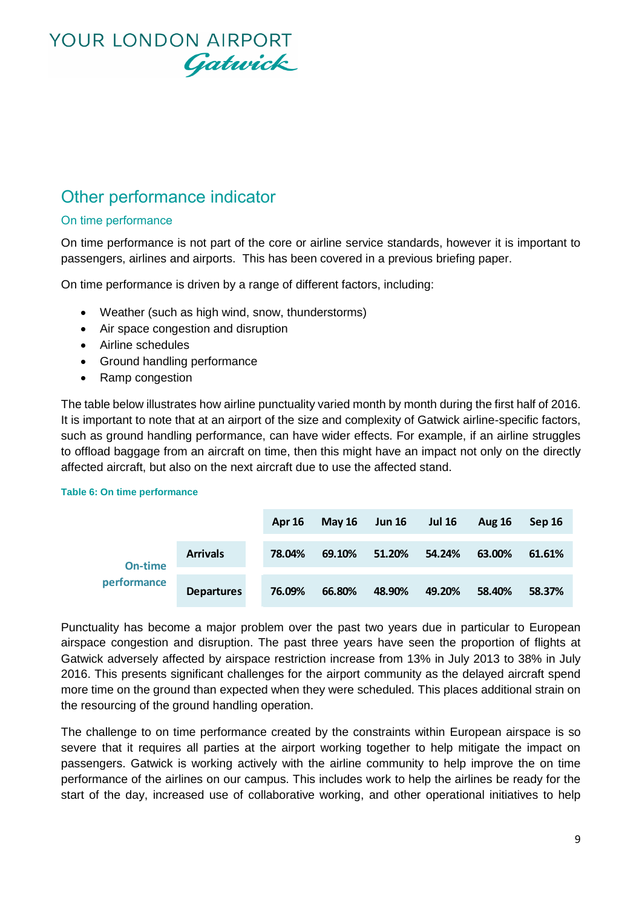## Other performance indicator

### On time performance

On time performance is not part of the core or airline service standards, however it is important to passengers, airlines and airports. This has been covered in a previous briefing paper.

On time performance is driven by a range of different factors, including:

- Weather (such as high wind, snow, thunderstorms)
- Air space congestion and disruption
- Airline schedules
- Ground handling performance
- Ramp congestion

The table below illustrates how airline punctuality varied month by month during the first half of 2016. It is important to note that at an airport of the size and complexity of Gatwick airline-specific factors, such as ground handling performance, can have wider effects. For example, if an airline struggles to offload baggage from an aircraft on time, then this might have an impact not only on the directly affected aircraft, but also on the next aircraft due to use the affected stand.

**Table 6: On time performance**

| | | Apr 16 | May 16 | Jun 16 | Jul 16 | Aug 16 | Sep 16 |
|---|---|---|---|---|---|---|---|
| On-time performance | Arrivals | 78.04% | 69.10% | 51.20% | 54.24% | 63.00% | 61.61% |
| | Departures | 76.09% | 66.80% | 48.90% | 49.20% | 58.40% | 58.37% |

Punctuality has become a major problem over the past two years due in particular to European airspace congestion and disruption. The past three years have seen the proportion of flights at Gatwick adversely affected by airspace restriction increase from 13% in July 2013 to 38% in July 2016. This presents significant challenges for the airport community as the delayed aircraft spend more time on the ground than expected when they were scheduled. This places additional strain on the resourcing of the ground handling operation.

The challenge to on time performance created by the constraints within European airspace is so severe that it requires all parties at the airport working together to help mitigate the impact on passengers. Gatwick is working actively with the airline community to help improve the on time performance of the airlines on our campus. This includes work to help the airlines be ready for the start of the day, increased use of collaborative working, and other operational initiatives to help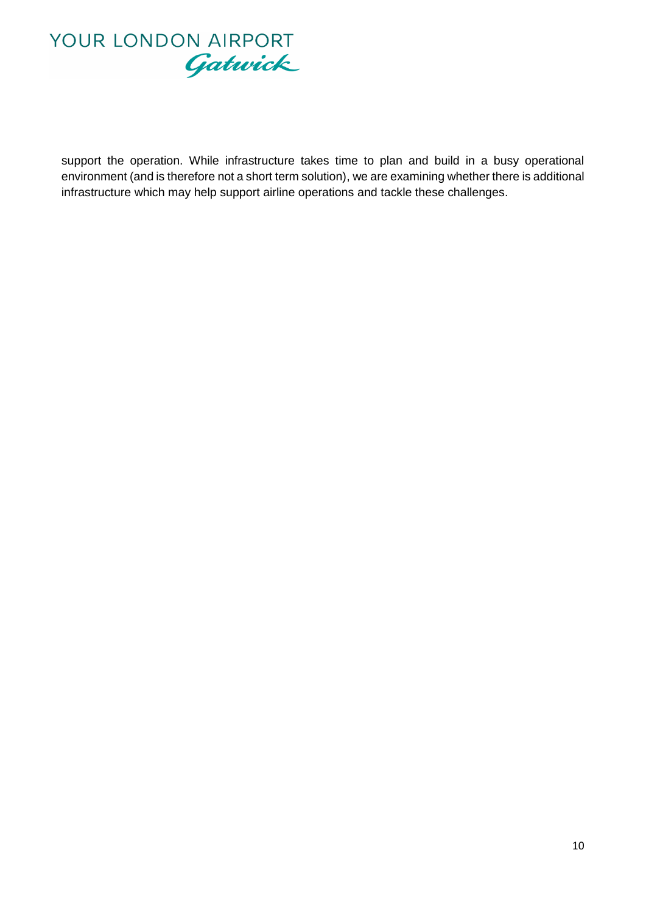support the operation. While infrastructure takes time to plan and build in a busy operational environment (and is therefore not a short term solution), we are examining whether there is additional infrastructure which may help support airline operations and tackle these challenges.